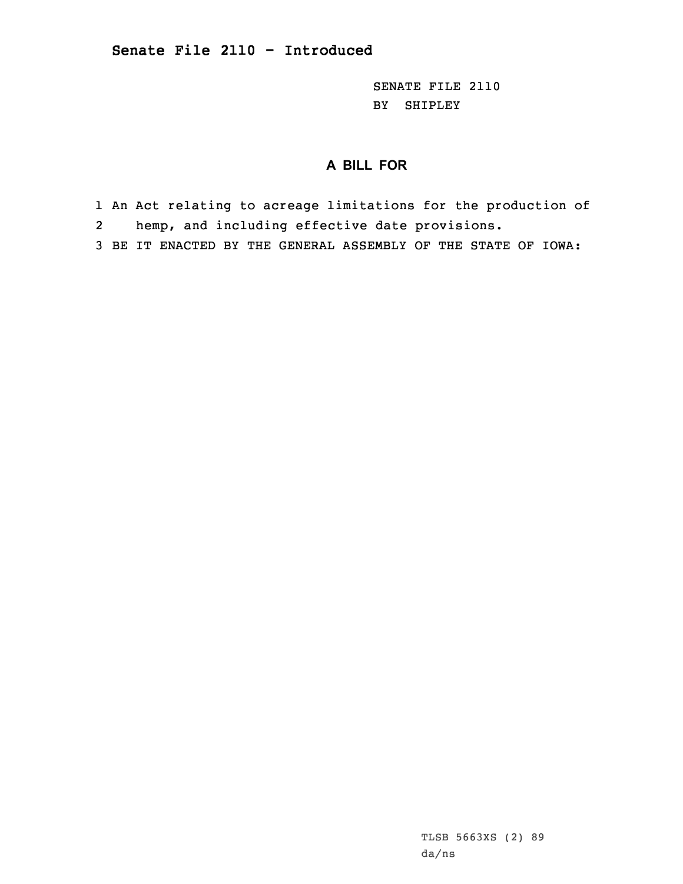# Senate File 2110 - Introduced

SENATE FILE 2110
BY SHIPLEY

## A BILL FOR

1 An Act relating to acreage limitations for the production of
2 hemp, and including effective date provisions.
3 BE IT ENACTED BY THE GENERAL ASSEMBLY OF THE STATE OF IOWA:

TLSB 5663XS (2) 89
da/ns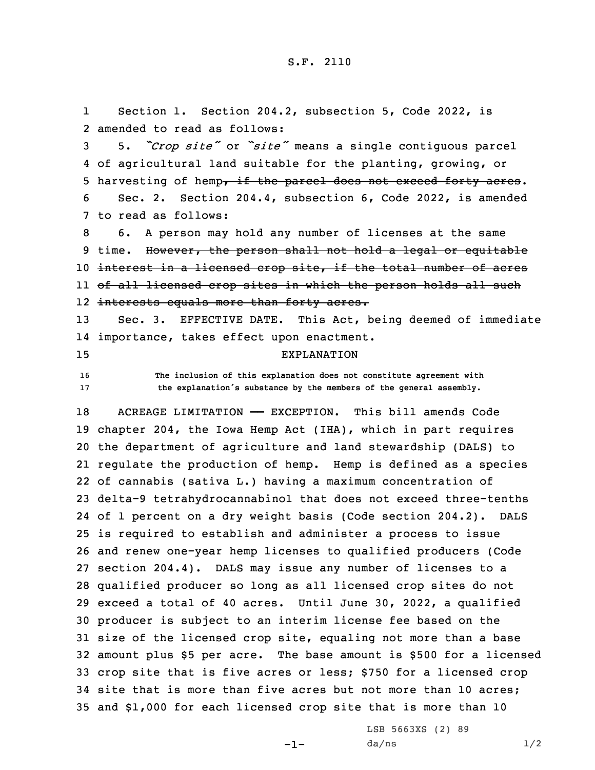S.F. 2110

Section 1. Section 204.2, subsection 5, Code 2022, is amended to read as follows:

5. *"Crop site"* or *"site"* means a single contiguous parcel of agricultural land suitable for the planting, growing, or harvesting of hemp~~, if the parcel does not exceed forty acres~~.

Sec. 2. Section 204.4, subsection 6, Code 2022, is amended to read as follows:

6. A person may hold any number of licenses at the same time. ~~However, the person shall not hold a legal or equitable interest in a licensed crop site, if the total number of acres of all licensed crop sites in which the person holds all such interests equals more than forty acres.~~

Sec. 3. EFFECTIVE DATE. This Act, being deemed of immediate importance, takes effect upon enactment.

EXPLANATION

The inclusion of this explanation does not constitute agreement with the explanation's substance by the members of the general assembly.

ACREAGE LIMITATION —— EXCEPTION. This bill amends Code chapter 204, the Iowa Hemp Act (IHA), which in part requires the department of agriculture and land stewardship (DALS) to regulate the production of hemp. Hemp is defined as a species of cannabis (sativa L.) having a maximum concentration of delta-9 tetrahydrocannabinol that does not exceed three-tenths of 1 percent on a dry weight basis (Code section 204.2). DALS is required to establish and administer a process to issue and renew one-year hemp licenses to qualified producers (Code section 204.4). DALS may issue any number of licenses to a qualified producer so long as all licensed crop sites do not exceed a total of 40 acres. Until June 30, 2022, a qualified producer is subject to an interim license fee based on the size of the licensed crop site, equaling not more than a base amount plus $5 per acre. The base amount is $500 for a licensed crop site that is five acres or less; $750 for a licensed crop site that is more than five acres but not more than 10 acres; and $1,000 for each licensed crop site that is more than 10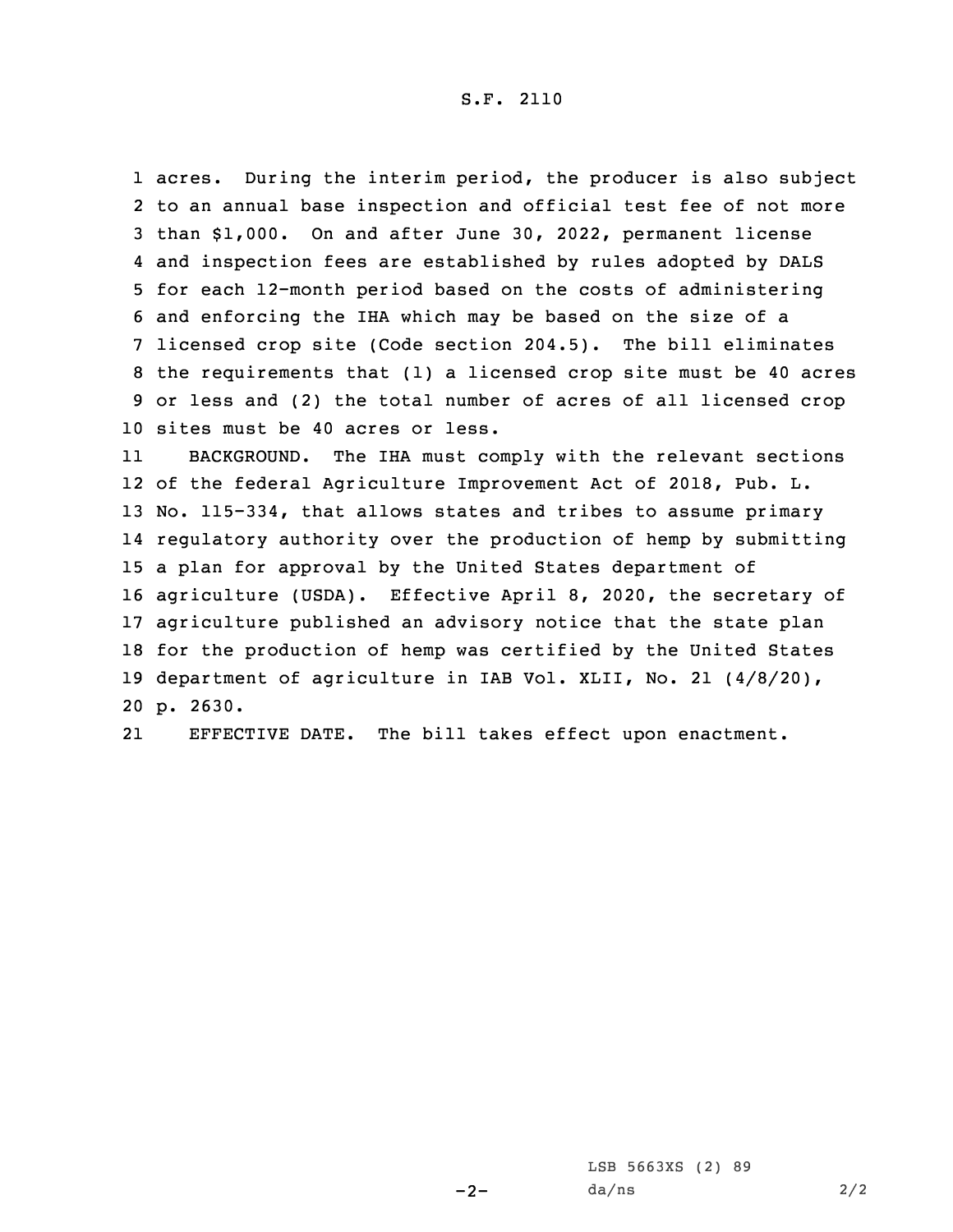acres. During the interim period, the producer is also subject to an annual base inspection and official test fee of not more than $1,000. On and after June 30, 2022, permanent license and inspection fees are established by rules adopted by DALS for each 12-month period based on the costs of administering and enforcing the IHA which may be based on the size of a licensed crop site (Code section 204.5). The bill eliminates the requirements that (1) a licensed crop site must be 40 acres or less and (2) the total number of acres of all licensed crop sites must be 40 acres or less.

BACKGROUND. The IHA must comply with the relevant sections of the federal Agriculture Improvement Act of 2018, Pub. L. No. 115-334, that allows states and tribes to assume primary regulatory authority over the production of hemp by submitting a plan for approval by the United States department of agriculture (USDA). Effective April 8, 2020, the secretary of agriculture published an advisory notice that the state plan for the production of hemp was certified by the United States department of agriculture in IAB Vol. XLII, No. 21 (4/8/20), p. 2630.

EFFECTIVE DATE. The bill takes effect upon enactment.